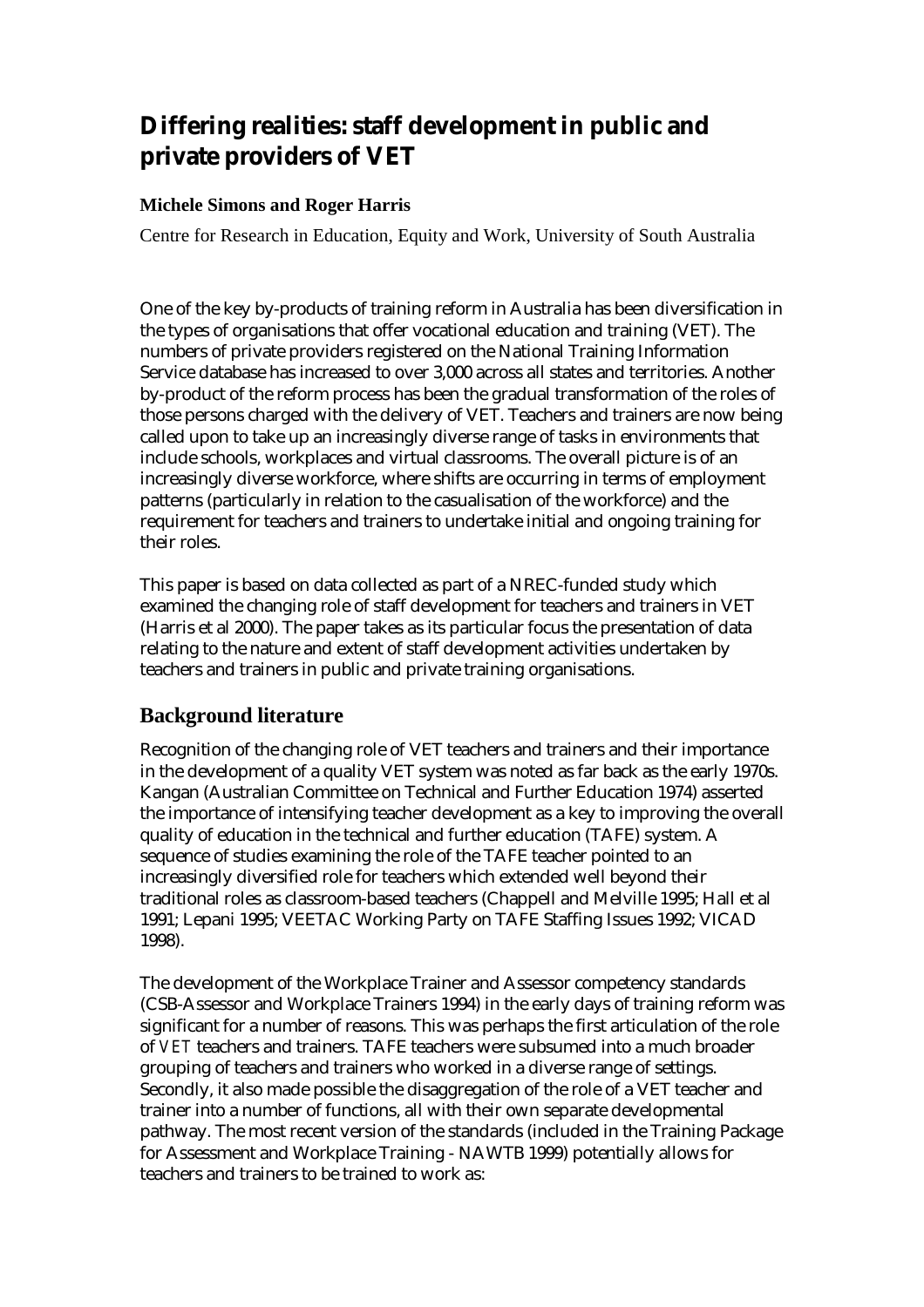# Differing realities: staff development in public and private providers of VET

**Michele Simons and Roger Harris**

Centre for Research in Education, Equity and Work, University of South Australia

One of the key by-products of training reform in Australia has been diversification in the types of organisations that offer vocational education and training (VET). The numbers of private providers registered on the National Training Information Service database has increased to over 3,000 across all states and territories. Another by-product of the reform process has been the gradual transformation of the roles of those persons charged with the delivery of VET. Teachers and trainers are now being called upon to take up an increasingly diverse range of tasks in environments that include schools, workplaces and virtual classrooms. The overall picture is of an increasingly diverse workforce, where shifts are occurring in terms of employment patterns (particularly in relation to the casualisation of the workforce) and the requirement for teachers and trainers to undertake initial and ongoing training for their roles.

This paper is based on data collected as part of a NREC-funded study which examined the changing role of staff development for teachers and trainers in VET (Harris et al 2000). The paper takes as its particular focus the presentation of data relating to the nature and extent of staff development activities undertaken by teachers and trainers in public and private training organisations.

## Background literature

Recognition of the changing role of VET teachers and trainers and their importance in the development of a quality VET system was noted as far back as the early 1970s. Kangan (Australian Committee on Technical and Further Education 1974) asserted the importance of intensifying teacher development as a key to improving the overall quality of education in the technical and further education (TAFE) system. A sequence of studies examining the role of the TAFE teacher pointed to an increasingly diversified role for teachers which extended well beyond their traditional roles as classroom-based teachers (Chappell and Melville 1995; Hall et al 1991; Lepani 1995; VEETAC Working Party on TAFE Staffing Issues 1992; VICAD 1998).

The development of the Workplace Trainer and Assessor competency standards (CSB-Assessor and Workplace Trainers 1994) in the early days of training reform was significant for a number of reasons. This was perhaps the first articulation of the role of VET teachers and trainers. TAFE teachers were subsumed into a much broader grouping of teachers and trainers who worked in a diverse range of settings. Secondly, it also made possible the disaggregation of the role of a VET teacher and trainer into a number of functions, all with their own separate developmental pathway. The most recent version of the standards (included in the Training Package for Assessment and Workplace Training - NAWTB 1999) potentially allows for teachers and trainers to be trained to work as: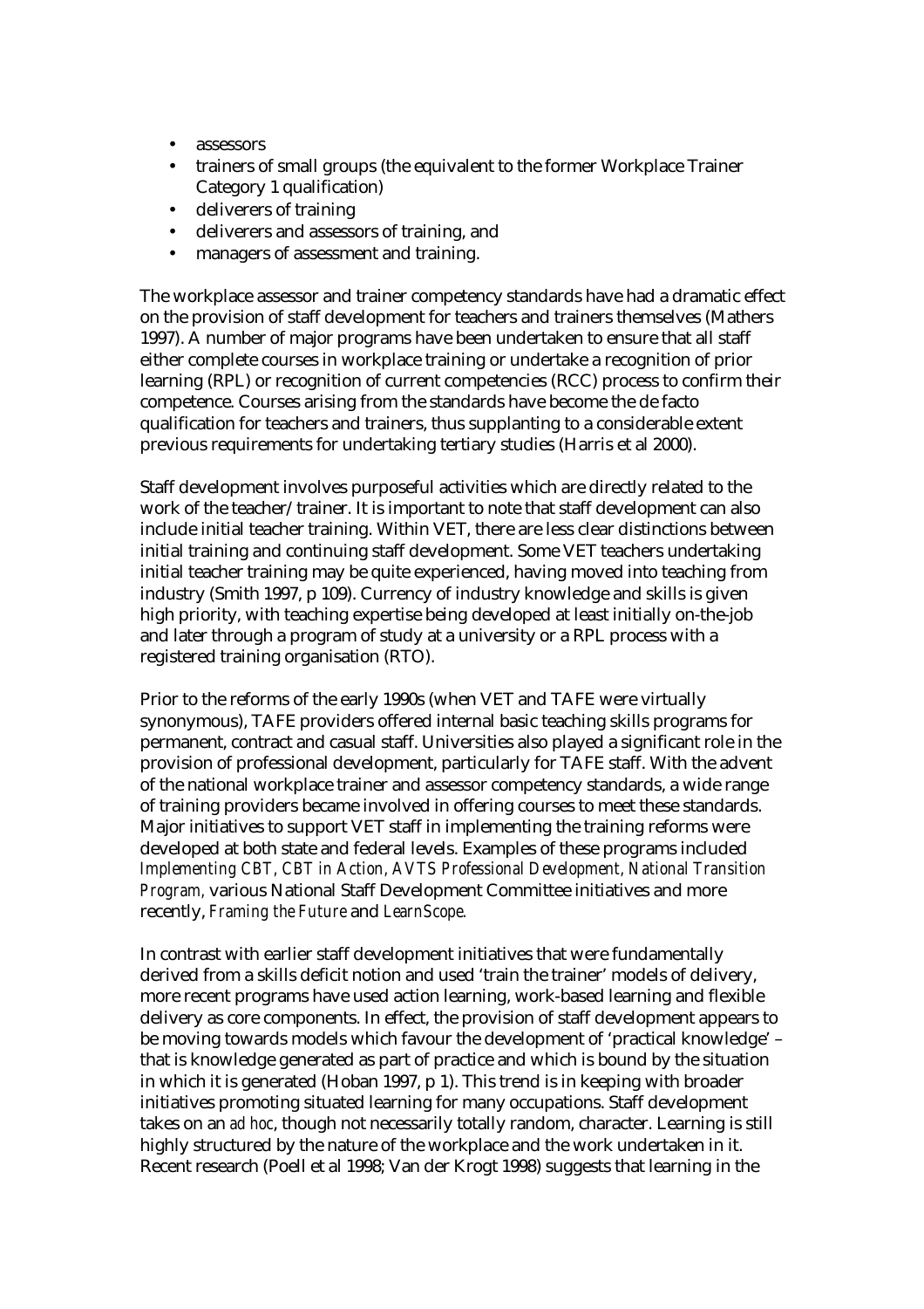- assessors
- trainers of small groups (the equivalent to the former Workplace Trainer Category 1 qualification)
- deliverers of training
- deliverers and assessors of training, and
- managers of assessment and training.

The workplace assessor and trainer competency standards have had a dramatic effect on the provision of staff development for teachers and trainers themselves (Mathers 1997). A number of major programs have been undertaken to ensure that all staff either complete courses in workplace training or undertake a recognition of prior learning (RPL) or recognition of current competencies (RCC) process to confirm their competence. Courses arising from the standards have become the de facto qualification for teachers and trainers, thus supplanting to a considerable extent previous requirements for undertaking tertiary studies (Harris et al 2000).

Staff development involves purposeful activities which are directly related to the work of the teacher/trainer. It is important to note that staff development can also include initial teacher training. Within VET, there are less clear distinctions between initial training and continuing staff development. Some VET teachers undertaking initial teacher training may be quite experienced, having moved into teaching from industry (Smith 1997, p 109). Currency of industry knowledge and skills is given high priority, with teaching expertise being developed at least initially on-the-job and later through a program of study at a university or a RPL process with a registered training organisation (RTO).

Prior to the reforms of the early 1990s (when VET and TAFE were virtually synonymous), TAFE providers offered internal basic teaching skills programs for permanent, contract and casual staff. Universities also played a significant role in the provision of professional development, particularly for TAFE staff. With the advent of the national workplace trainer and assessor competency standards, a wide range of training providers became involved in offering courses to meet these standards. Major initiatives to support VET staff in implementing the training reforms were developed at both state and federal levels. Examples of these programs included *Implementing CBT, CBT in Action, AVTS Professional Development, National Transition Program,* various National Staff Development Committee initiatives and more recently, *Framing the Future* and *LearnScope*.

In contrast with earlier staff development initiatives that were fundamentally derived from a skills deficit notion and used 'train the trainer' models of delivery, more recent programs have used action learning, work-based learning and flexible delivery as core components. In effect, the provision of staff development appears to be moving towards models which favour the development of 'practical knowledge' – that is knowledge generated as part of practice and which is bound by the situation in which it is generated (Hoban 1997, p 1). This trend is in keeping with broader initiatives promoting situated learning for many occupations. Staff development takes on an *ad hoc*, though not necessarily totally random, character. Learning is still highly structured by the nature of the workplace and the work undertaken in it. Recent research (Poell et al 1998; Van der Krogt 1998) suggests that learning in the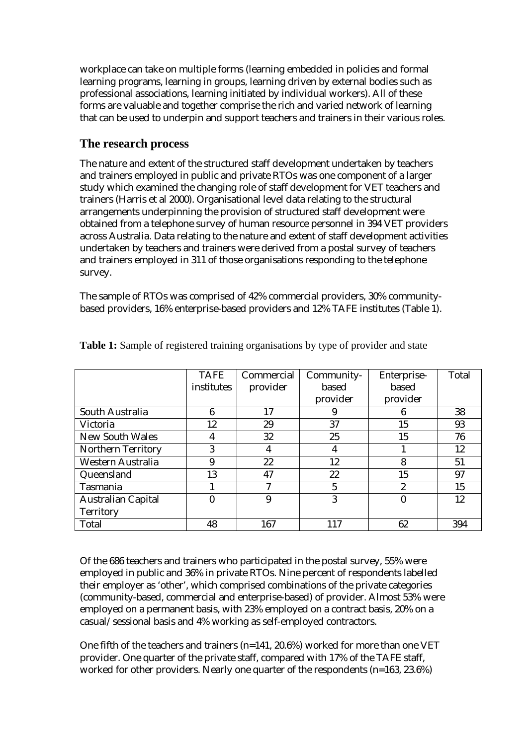workplace can take on multiple forms (learning embedded in policies and formal learning programs, learning in groups, learning driven by external bodies such as professional associations, learning initiated by individual workers). All of these forms are valuable and together comprise the rich and varied network of learning that can be used to underpin and support teachers and trainers in their various roles.

## The research process

The nature and extent of the structured staff development undertaken by teachers and trainers employed in public and private RTOs was one component of a larger study which examined the changing role of staff development for VET teachers and trainers (Harris et al 2000). Organisational level data relating to the structural arrangements underpinning the provision of structured staff development were obtained from a telephone survey of human resource personnel in 394 VET providers across Australia. Data relating to the nature and extent of staff development activities undertaken by teachers and trainers were derived from a postal survey of teachers and trainers employed in 311 of those organisations responding to the telephone survey.

The sample of RTOs was comprised of 42% commercial providers, 30% community-based providers, 16% enterprise-based providers and 12% TAFE institutes (Table 1).

**Table 1:** Sample of registered training organisations by type of provider and state

| | TAFE institutes | Commercial provider | Community-based provider | Enterprise-based provider | Total |
|---|---|---|---|---|---|
| South Australia | 6 | 17 | 9 | 6 | 38 |
| Victoria | 12 | 29 | 37 | 15 | 93 |
| New South Wales | 4 | 32 | 25 | 15 | 76 |
| Northern Territory | 3 | 4 | 4 | 1 | 12 |
| Western Australia | 9 | 22 | 12 | 8 | 51 |
| Queensland | 13 | 47 | 22 | 15 | 97 |
| Tasmania | 1 | 7 | 5 | 2 | 15 |
| Australian Capital Territory | 0 | 9 | 3 | 0 | 12 |
| Total | 48 | 167 | 117 | 62 | 394 |

Of the 686 teachers and trainers who participated in the postal survey, 55% were employed in public and 36% in private RTOs. Nine percent of respondents labelled their employer as 'other', which comprised combinations of the private categories (community-based, commercial and enterprise-based) of provider. Almost 53% were employed on a permanent basis, with 23% employed on a contract basis, 20% on a casual/sessional basis and 4% working as self-employed contractors.

One fifth of the teachers and trainers (n=141, 20.6%) worked for more than one VET provider. One quarter of the private staff, compared with 17% of the TAFE staff, worked for other providers. Nearly one quarter of the respondents (n=163, 23.6%)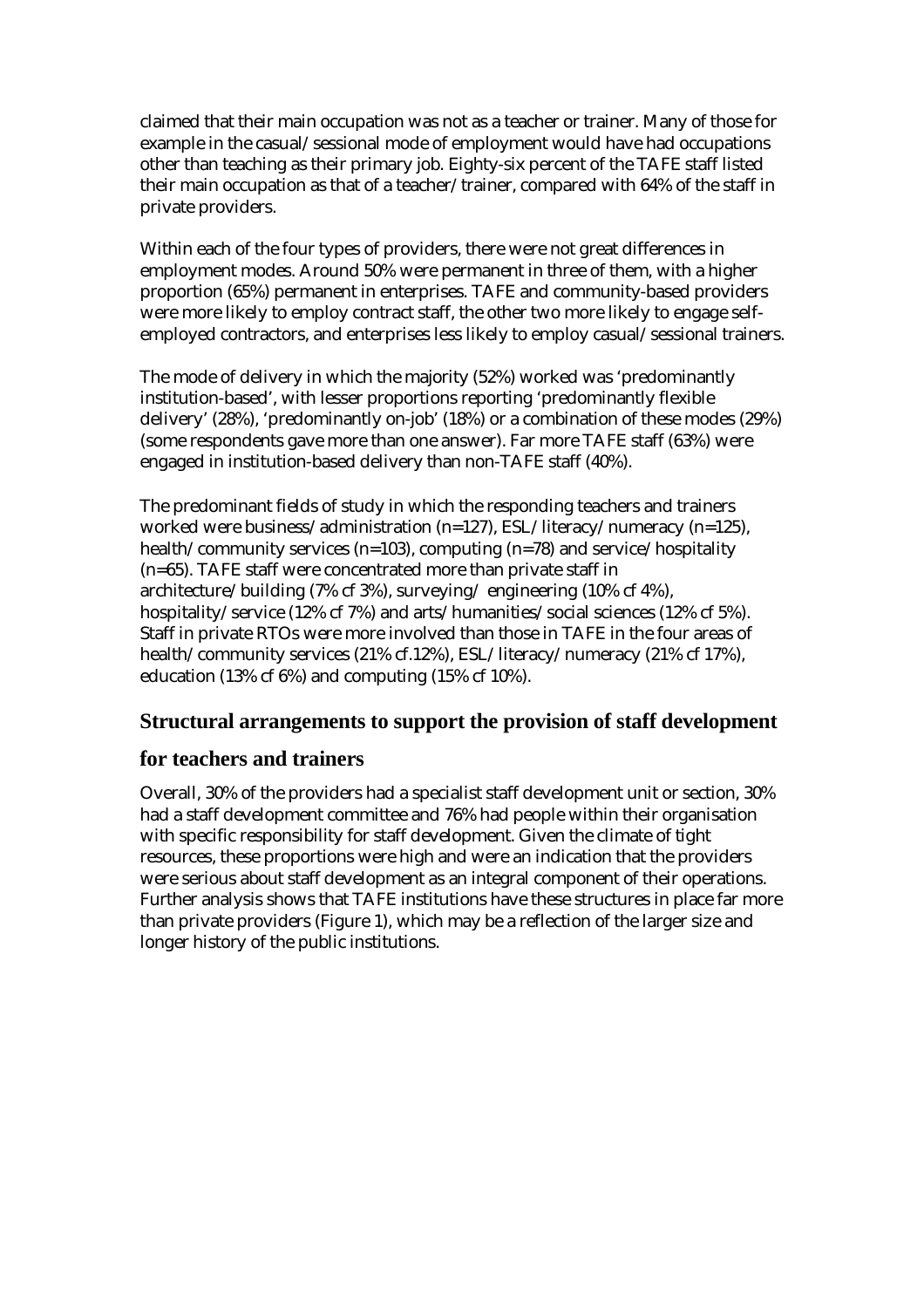claimed that their main occupation was not as a teacher or trainer. Many of those for example in the casual/sessional mode of employment would have had occupations other than teaching as their primary job. Eighty-six percent of the TAFE staff listed their main occupation as that of a teacher/trainer, compared with 64% of the staff in private providers.

Within each of the four types of providers, there were not great differences in employment modes. Around 50% were permanent in three of them, with a higher proportion (65%) permanent in enterprises. TAFE and community-based providers were more likely to employ contract staff, the other two more likely to engage self-employed contractors, and enterprises less likely to employ casual/sessional trainers.

The mode of delivery in which the majority (52%) worked was 'predominantly institution-based', with lesser proportions reporting 'predominantly flexible delivery' (28%), 'predominantly on-job' (18%) or a combination of these modes (29%) (some respondents gave more than one answer). Far more TAFE staff (63%) were engaged in institution-based delivery than non-TAFE staff (40%).

The predominant fields of study in which the responding teachers and trainers worked were business/administration (n=127), ESL/literacy/numeracy (n=125), health/community services (n=103), computing (n=78) and service/hospitality (n=65). TAFE staff were concentrated more than private staff in architecture/building (7% cf 3%), surveying/ engineering (10% cf 4%), hospitality/service (12% cf 7%) and arts/humanities/social sciences (12% cf 5%). Staff in private RTOs were more involved than those in TAFE in the four areas of health/community services (21% cf.12%), ESL/literacy/numeracy (21% cf 17%), education (13% cf 6%) and computing (15% cf 10%).

## Structural arrangements to support the provision of staff development for teachers and trainers

Overall, 30% of the providers had a specialist staff development unit or section, 30% had a staff development committee and 76% had people within their organisation with specific responsibility for staff development. Given the climate of tight resources, these proportions were high and were an indication that the providers were serious about staff development as an integral component of their operations. Further analysis shows that TAFE institutions have these structures in place far more than private providers (Figure 1), which may be a reflection of the larger size and longer history of the public institutions.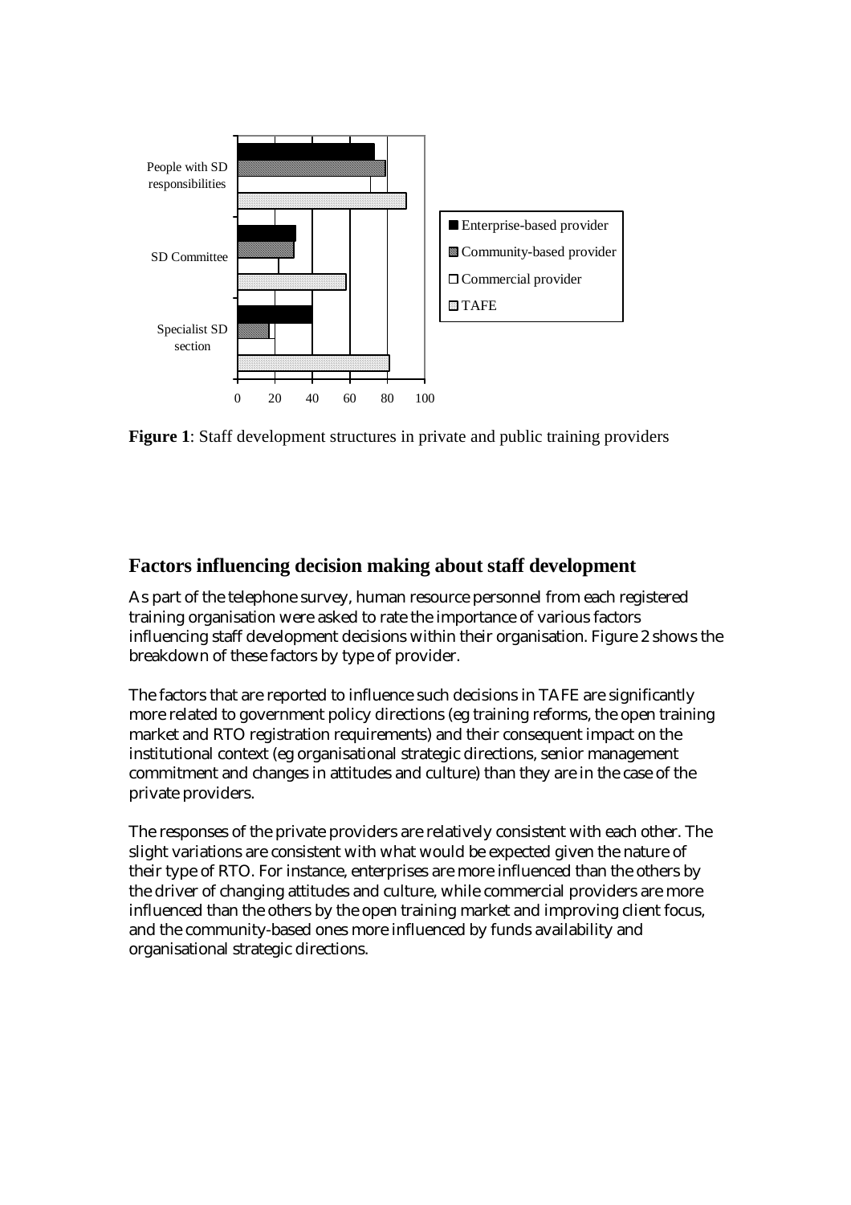**Figure 1**: Staff development structures in private and public training providers

## Factors influencing decision making about staff development

As part of the telephone survey, human resource personnel from each registered training organisation were asked to rate the importance of various factors influencing staff development decisions within their organisation. Figure 2 shows the breakdown of these factors by type of provider.

The factors that are reported to influence such decisions in TAFE are significantly more related to government policy directions (eg training reforms, the open training market and RTO registration requirements) and their consequent impact on the institutional context (eg organisational strategic directions, senior management commitment and changes in attitudes and culture) than they are in the case of the private providers.

The responses of the private providers are relatively consistent with each other. The slight variations are consistent with what would be expected given the nature of their type of RTO. For instance, enterprises are more influenced than the others by the driver of changing attitudes and culture, while commercial providers are more influenced than the others by the open training market and improving client focus, and the community-based ones more influenced by funds availability and organisational strategic directions.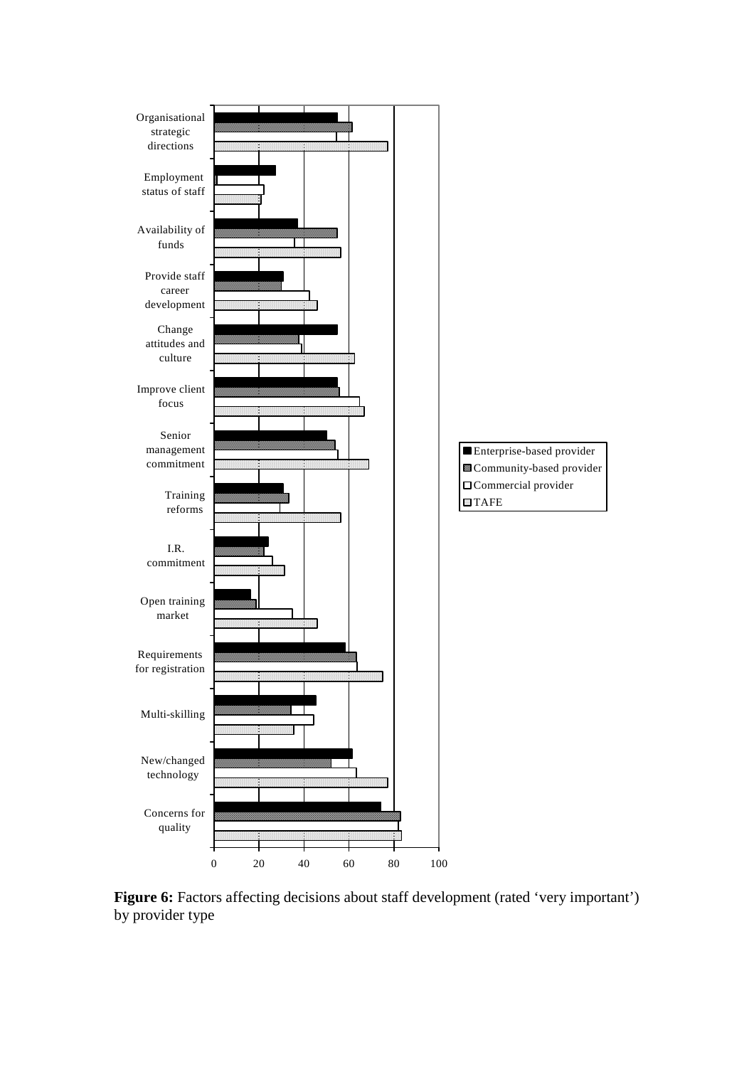**Figure 6:** Factors affecting decisions about staff development (rated 'very important') by provider type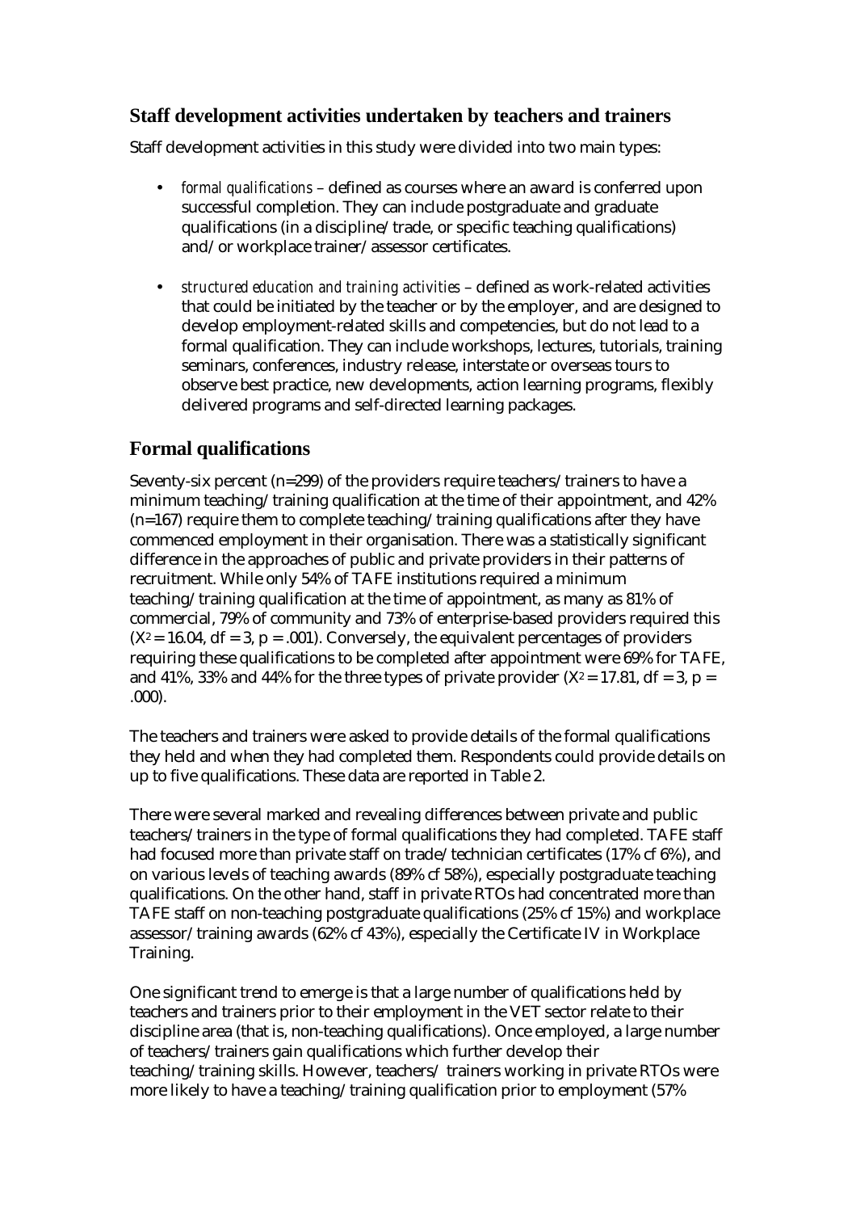## Staff development activities undertaken by teachers and trainers

Staff development activities in this study were divided into two main types:

- *formal qualifications* – defined as courses where an award is conferred upon successful completion. They can include postgraduate and graduate qualifications (in a discipline/trade, or specific teaching qualifications) and/or workplace trainer/assessor certificates.
- *structured education and training activities* – defined as work-related activities that could be initiated by the teacher or by the employer, and are designed to develop employment-related skills and competencies, but do not lead to a formal qualification. They can include workshops, lectures, tutorials, training seminars, conferences, industry release, interstate or overseas tours to observe best practice, new developments, action learning programs, flexibly delivered programs and self-directed learning packages.

## Formal qualifications

Seventy-six percent (n=299) of the providers require teachers/trainers to have a minimum teaching/training qualification at the time of their appointment, and 42% (n=167) require them to complete teaching/training qualifications after they have commenced employment in their organisation. There was a statistically significant difference in the approaches of public and private providers in their patterns of recruitment. While only 54% of TAFE institutions required a minimum teaching/training qualification at the time of appointment, as many as 81% of commercial, 79% of community and 73% of enterprise-based providers required this ($X^2 = 16.04$, df = 3, p = .001). Conversely, the equivalent percentages of providers requiring these qualifications to be completed after appointment were 69% for TAFE, and 41%, 33% and 44% for the three types of private provider ($X^2 = 17.81$, df = 3, p = .000).

The teachers and trainers were asked to provide details of the formal qualifications they held and when they had completed them. Respondents could provide details on up to five qualifications. These data are reported in Table 2.

There were several marked and revealing differences between private and public teachers/trainers in the type of formal qualifications they had completed. TAFE staff had focused more than private staff on trade/technician certificates (17% cf 6%), and on various levels of teaching awards (89% cf 58%), especially postgraduate teaching qualifications. On the other hand, staff in private RTOs had concentrated more than TAFE staff on non-teaching postgraduate qualifications (25% cf 15%) and workplace assessor/training awards (62% cf 43%), especially the Certificate IV in Workplace Training.

One significant trend to emerge is that a large number of qualifications held by teachers and trainers prior to their employment in the VET sector relate to their discipline area (that is, non-teaching qualifications). Once employed, a large number of teachers/trainers gain qualifications which further develop their teaching/training skills. However, teachers/ trainers working in private RTOs were more likely to have a teaching/training qualification prior to employment (57%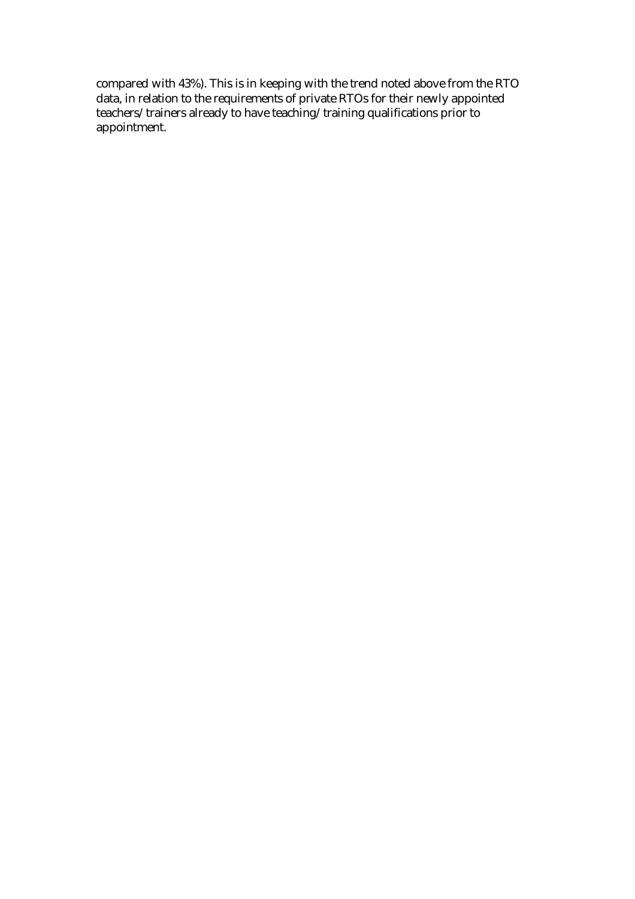compared with 43%). This is in keeping with the trend noted above from the RTO data, in relation to the requirements of private RTOs for their newly appointed teachers/trainers already to have teaching/training qualifications prior to appointment.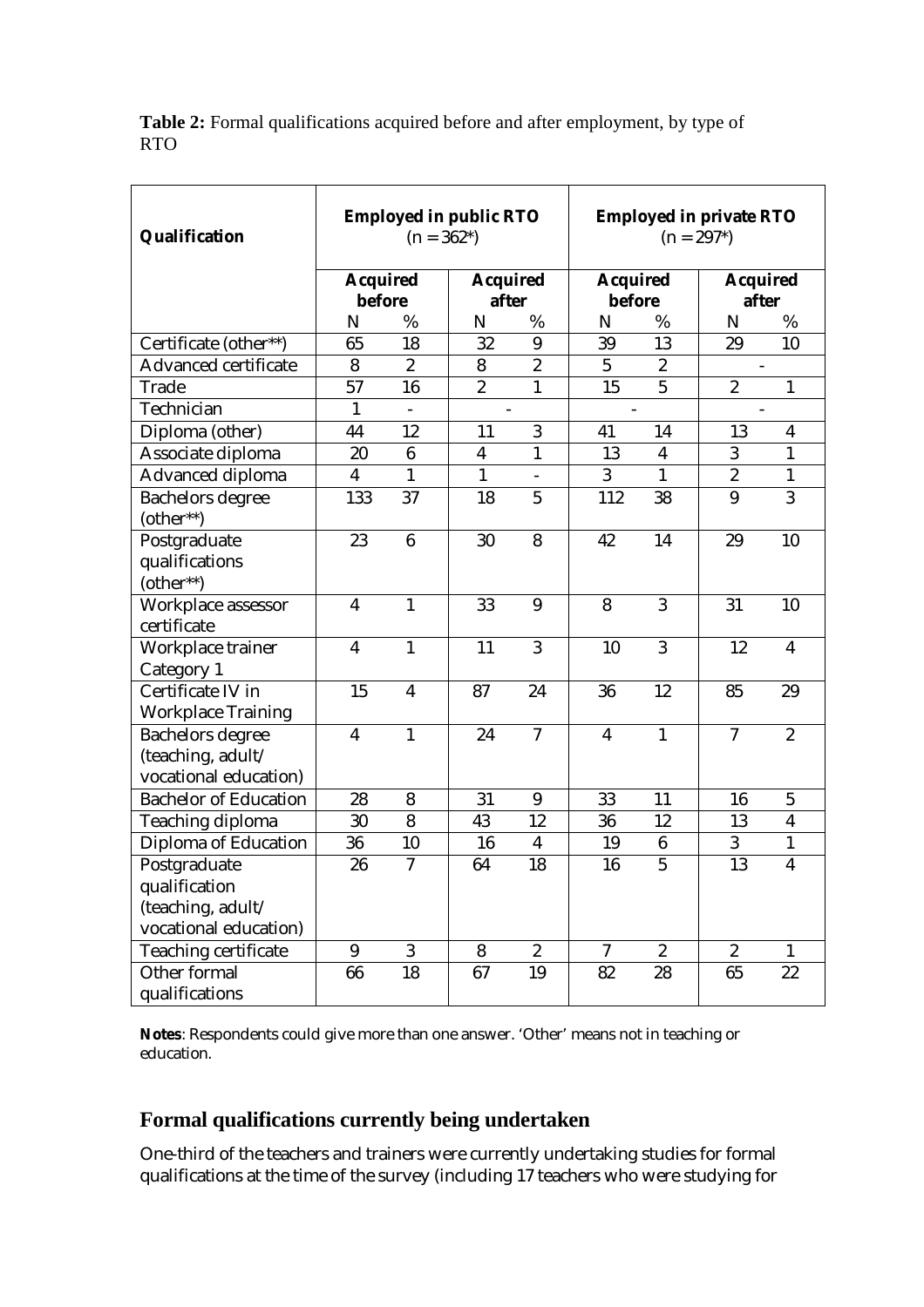**Table 2:** Formal qualifications acquired before and after employment, by type of RTO

| Qualification | Employed in public RTO (n = 362*) | | | | Employed in private RTO (n = 297*) | | | |
|---|---|---|---|---|---|---|---|---|
| | Acquired before | | Acquired after | | Acquired before | | Acquired after | |
| | N | % | N | % | N | % | N | % |
| Certificate (other**) | 65 | 18 | 32 | 9 | 39 | 13 | 29 | 10 |
| Advanced certificate | 8 | 2 | 8 | 2 | 5 | 2 | - | |
| Trade | 57 | 16 | 2 | 1 | 15 | 5 | 2 | 1 |
| Technician | 1 | - | - | | - | | - | |
| Diploma (other) | 44 | 12 | 11 | 3 | 41 | 14 | 13 | 4 |
| Associate diploma | 20 | 6 | 4 | 1 | 13 | 4 | 3 | 1 |
| Advanced diploma | 4 | 1 | 1 | - | 3 | 1 | 2 | 1 |
| Bachelors degree (other**) | 133 | 37 | 18 | 5 | 112 | 38 | 9 | 3 |
| Postgraduate qualifications (other**) | 23 | 6 | 30 | 8 | 42 | 14 | 29 | 10 |
| Workplace assessor certificate | 4 | 1 | 33 | 9 | 8 | 3 | 31 | 10 |
| Workplace trainer Category 1 | 4 | 1 | 11 | 3 | 10 | 3 | 12 | 4 |
| Certificate IV in Workplace Training | 15 | 4 | 87 | 24 | 36 | 12 | 85 | 29 |
| Bachelors degree (teaching, adult/ vocational education) | 4 | 1 | 24 | 7 | 4 | 1 | 7 | 2 |
| Bachelor of Education | 28 | 8 | 31 | 9 | 33 | 11 | 16 | 5 |
| Teaching diploma | 30 | 8 | 43 | 12 | 36 | 12 | 13 | 4 |
| Diploma of Education | 36 | 10 | 16 | 4 | 19 | 6 | 3 | 1 |
| Postgraduate qualification (teaching, adult/ vocational education) | 26 | 7 | 64 | 18 | 16 | 5 | 13 | 4 |
| Teaching certificate | 9 | 3 | 8 | 2 | 7 | 2 | 2 | 1 |
| Other formal qualifications | 66 | 18 | 67 | 19 | 82 | 28 | 65 | 22 |

**Notes**: Respondents could give more than one answer. 'Other' means not in teaching or education.

## Formal qualifications currently being undertaken

One-third of the teachers and trainers were currently undertaking studies for formal qualifications at the time of the survey (including 17 teachers who were studying for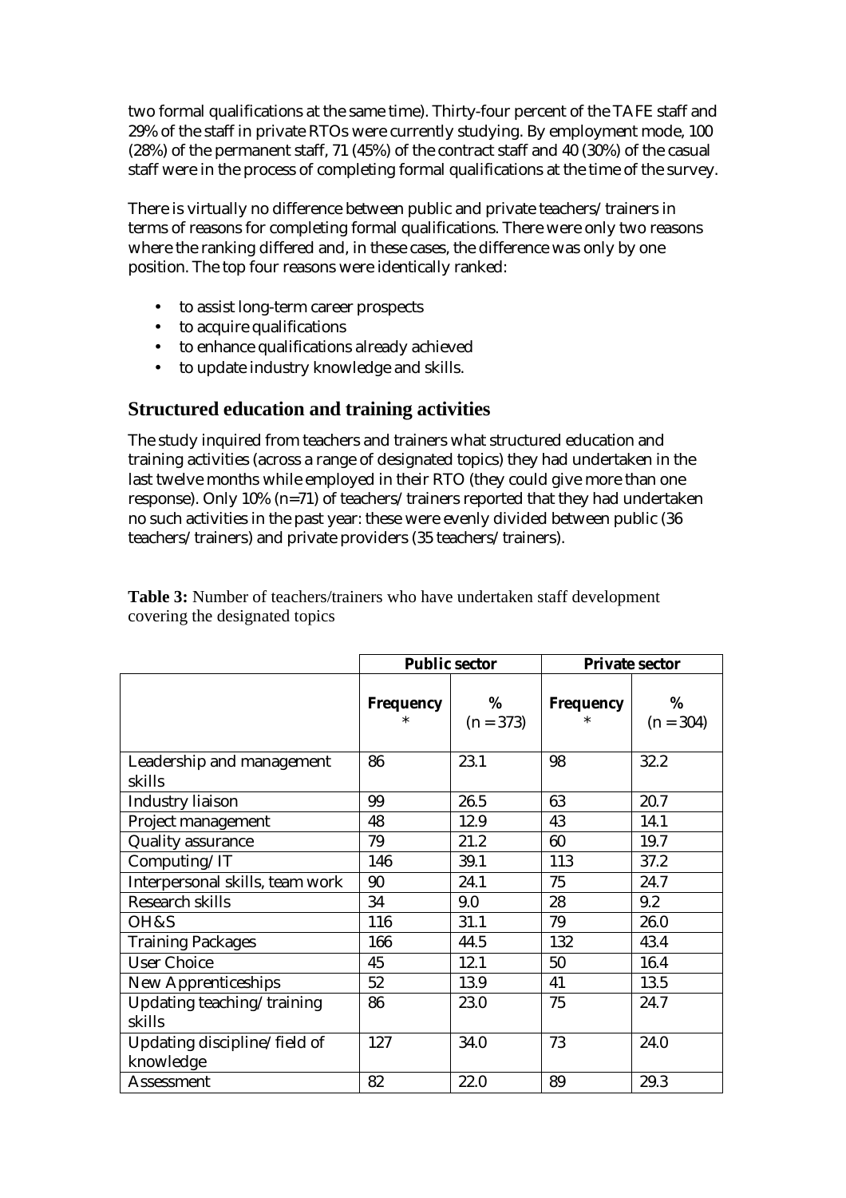two formal qualifications at the same time). Thirty-four percent of the TAFE staff and 29% of the staff in private RTOs were currently studying. By employment mode, 100 (28%) of the permanent staff, 71 (45%) of the contract staff and 40 (30%) of the casual staff were in the process of completing formal qualifications at the time of the survey.

There is virtually no difference between public and private teachers/trainers in terms of reasons for completing formal qualifications. There were only two reasons where the ranking differed and, in these cases, the difference was only by one position. The top four reasons were identically ranked:

- to assist long-term career prospects
- to acquire qualifications
- to enhance qualifications already achieved
- to update industry knowledge and skills.

## Structured education and training activities

The study inquired from teachers and trainers what structured education and training activities (across a range of designated topics) they had undertaken in the last twelve months while employed in their RTO (they could give more than one response). Only 10% (n=71) of teachers/trainers reported that they had undertaken no such activities in the past year: these were evenly divided between public (36 teachers/trainers) and private providers (35 teachers/trainers).

**Table 3:** Number of teachers/trainers who have undertaken staff development covering the designated topics

| | Public sector | | Private sector | |
|---|---|---|---|---|
| | Frequency * | % (n = 373) | Frequency * | % (n = 304) |
| Leadership and management skills | 86 | 23.1 | 98 | 32.2 |
| Industry liaison | 99 | 26.5 | 63 | 20.7 |
| Project management | 48 | 12.9 | 43 | 14.1 |
| Quality assurance | 79 | 21.2 | 60 | 19.7 |
| Computing/IT | 146 | 39.1 | 113 | 37.2 |
| Interpersonal skills, team work | 90 | 24.1 | 75 | 24.7 |
| Research skills | 34 | 9.0 | 28 | 9.2 |
| OH&S | 116 | 31.1 | 79 | 26.0 |
| Training Packages | 166 | 44.5 | 132 | 43.4 |
| User Choice | 45 | 12.1 | 50 | 16.4 |
| New Apprenticeships | 52 | 13.9 | 41 | 13.5 |
| Updating teaching/training skills | 86 | 23.0 | 75 | 24.7 |
| Updating discipline/field of knowledge | 127 | 34.0 | 73 | 24.0 |
| Assessment | 82 | 22.0 | 89 | 29.3 |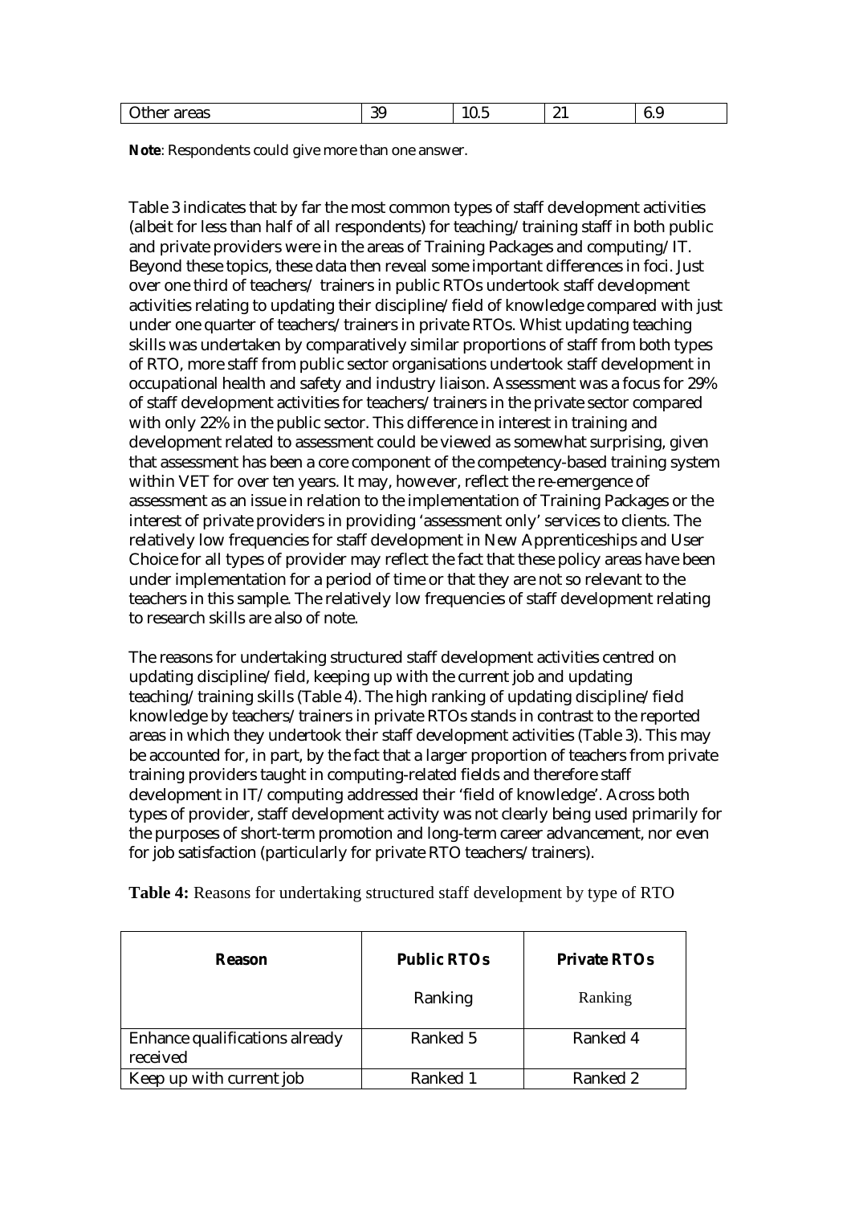| Other areas | 39 | 10.5 | 21 | 6.9 |
|---|---|---|---|---|

**Note**: Respondents could give more than one answer.

Table 3 indicates that by far the most common types of staff development activities (albeit for less than half of all respondents) for teaching/training staff in both public and private providers were in the areas of Training Packages and computing/IT. Beyond these topics, these data then reveal some important differences in foci. Just over one third of teachers/ trainers in public RTOs undertook staff development activities relating to updating their discipline/field of knowledge compared with just under one quarter of teachers/trainers in private RTOs. Whist updating teaching skills was undertaken by comparatively similar proportions of staff from both types of RTO, more staff from public sector organisations undertook staff development in occupational health and safety and industry liaison. Assessment was a focus for 29% of staff development activities for teachers/trainers in the private sector compared with only 22% in the public sector. This difference in interest in training and development related to assessment could be viewed as somewhat surprising, given that assessment has been a core component of the competency-based training system within VET for over ten years. It may, however, reflect the re-emergence of assessment as an issue in relation to the implementation of Training Packages or the interest of private providers in providing 'assessment only' services to clients. The relatively low frequencies for staff development in New Apprenticeships and User Choice for all types of provider may reflect the fact that these policy areas have been under implementation for a period of time or that they are not so relevant to the teachers in this sample. The relatively low frequencies of staff development relating to research skills are also of note.

The reasons for undertaking structured staff development activities centred on updating discipline/field, keeping up with the current job and updating teaching/training skills (Table 4). The high ranking of updating discipline/field knowledge by teachers/trainers in private RTOs stands in contrast to the reported areas in which they undertook their staff development activities (Table 3). This may be accounted for, in part, by the fact that a larger proportion of teachers from private training providers taught in computing-related fields and therefore staff development in IT/computing addressed their 'field of knowledge'. Across both types of provider, staff development activity was not clearly being used primarily for the purposes of short-term promotion and long-term career advancement, nor even for job satisfaction (particularly for private RTO teachers/trainers).

**Table 4:** Reasons for undertaking structured staff development by type of RTO

| **Reason** | **Public RTOs** | **Private RTOs** |
|---|---|---|
| | Ranking | Ranking |
| Enhance qualifications already received | Ranked 5 | Ranked 4 |
| Keep up with current job | Ranked 1 | Ranked 2 |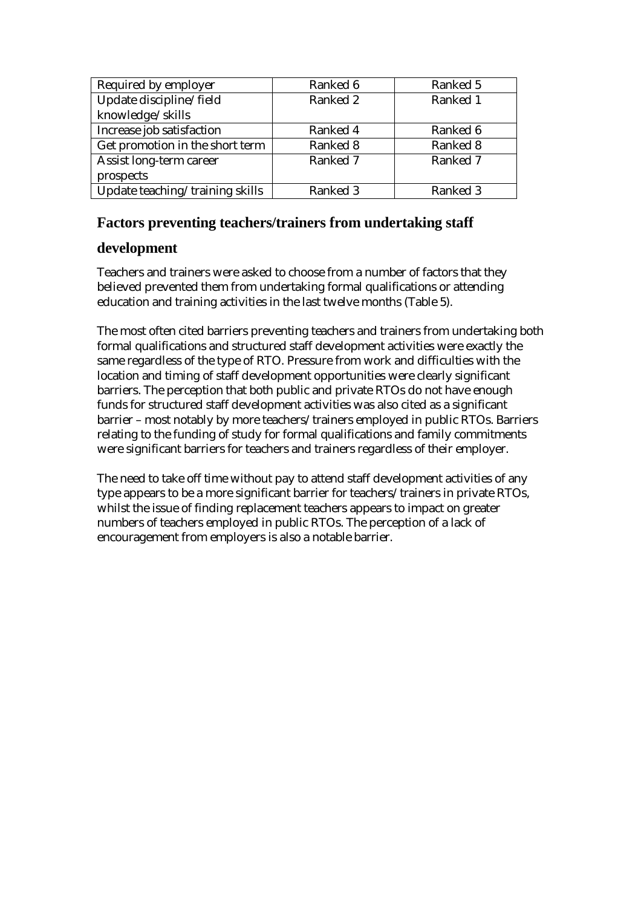| Required by employer | Ranked 6 | Ranked 5 |
|---|---|---|
| Update discipline/field knowledge/skills | Ranked 2 | Ranked 1 |
| Increase job satisfaction | Ranked 4 | Ranked 6 |
| Get promotion in the short term | Ranked 8 | Ranked 8 |
| Assist long-term career prospects | Ranked 7 | Ranked 7 |
| Update teaching/training skills | Ranked 3 | Ranked 3 |

## Factors preventing teachers/trainers from undertaking staff development

Teachers and trainers were asked to choose from a number of factors that they believed prevented them from undertaking formal qualifications or attending education and training activities in the last twelve months (Table 5).

The most often cited barriers preventing teachers and trainers from undertaking both formal qualifications and structured staff development activities were exactly the same regardless of the type of RTO. Pressure from work and difficulties with the location and timing of staff development opportunities were clearly significant barriers. The perception that both public and private RTOs do not have enough funds for structured staff development activities was also cited as a significant barrier – most notably by more teachers/trainers employed in public RTOs. Barriers relating to the funding of study for formal qualifications and family commitments were significant barriers for teachers and trainers regardless of their employer.

The need to take off time without pay to attend staff development activities of any type appears to be a more significant barrier for teachers/trainers in private RTOs, whilst the issue of finding replacement teachers appears to impact on greater numbers of teachers employed in public RTOs. The perception of a lack of encouragement from employers is also a notable barrier.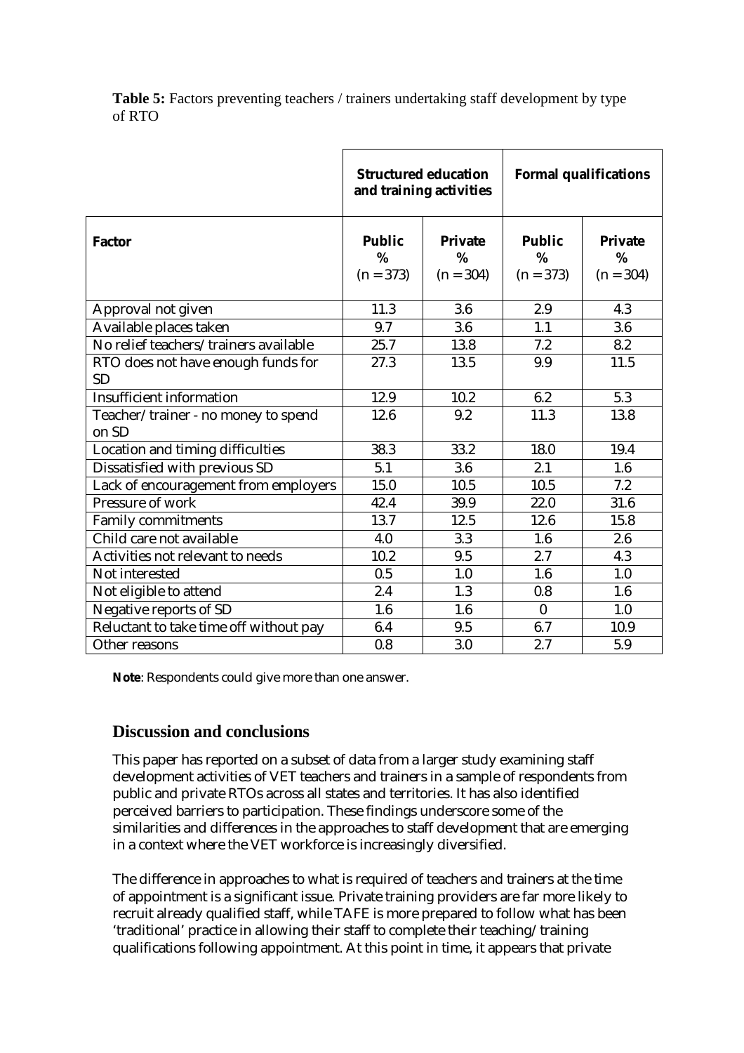**Table 5:** Factors preventing teachers / trainers undertaking staff development by type of RTO

| | Structured education and training activities | | Formal qualifications | |
|---|---|---|---|---|
| **Factor** | **Public %** (n = 373) | **Private %** (n = 304) | **Public %** (n = 373) | **Private %** (n = 304) |
| Approval not given | 11.3 | 3.6 | 2.9 | 4.3 |
| Available places taken | 9.7 | 3.6 | 1.1 | 3.6 |
| No relief teachers/trainers available | 25.7 | 13.8 | 7.2 | 8.2 |
| RTO does not have enough funds for SD | 27.3 | 13.5 | 9.9 | 11.5 |
| Insufficient information | 12.9 | 10.2 | 6.2 | 5.3 |
| Teacher/trainer - no money to spend on SD | 12.6 | 9.2 | 11.3 | 13.8 |
| Location and timing difficulties | 38.3 | 33.2 | 18.0 | 19.4 |
| Dissatisfied with previous SD | 5.1 | 3.6 | 2.1 | 1.6 |
| Lack of encouragement from employers | 15.0 | 10.5 | 10.5 | 7.2 |
| Pressure of work | 42.4 | 39.9 | 22.0 | 31.6 |
| Family commitments | 13.7 | 12.5 | 12.6 | 15.8 |
| Child care not available | 4.0 | 3.3 | 1.6 | 2.6 |
| Activities not relevant to needs | 10.2 | 9.5 | 2.7 | 4.3 |
| Not interested | 0.5 | 1.0 | 1.6 | 1.0 |
| Not eligible to attend | 2.4 | 1.3 | 0.8 | 1.6 |
| Negative reports of SD | 1.6 | 1.6 | 0 | 1.0 |
| Reluctant to take time off without pay | 6.4 | 9.5 | 6.7 | 10.9 |
| Other reasons | 0.8 | 3.0 | 2.7 | 5.9 |

**Note**: Respondents could give more than one answer.

## Discussion and conclusions

This paper has reported on a subset of data from a larger study examining staff development activities of VET teachers and trainers in a sample of respondents from public and private RTOs across all states and territories. It has also identified perceived barriers to participation. These findings underscore some of the similarities and differences in the approaches to staff development that are emerging in a context where the VET workforce is increasingly diversified.

The difference in approaches to what is required of teachers and trainers at the time of appointment is a significant issue. Private training providers are far more likely to recruit already qualified staff, while TAFE is more prepared to follow what has been 'traditional' practice in allowing their staff to complete their teaching/training qualifications following appointment. At this point in time, it appears that private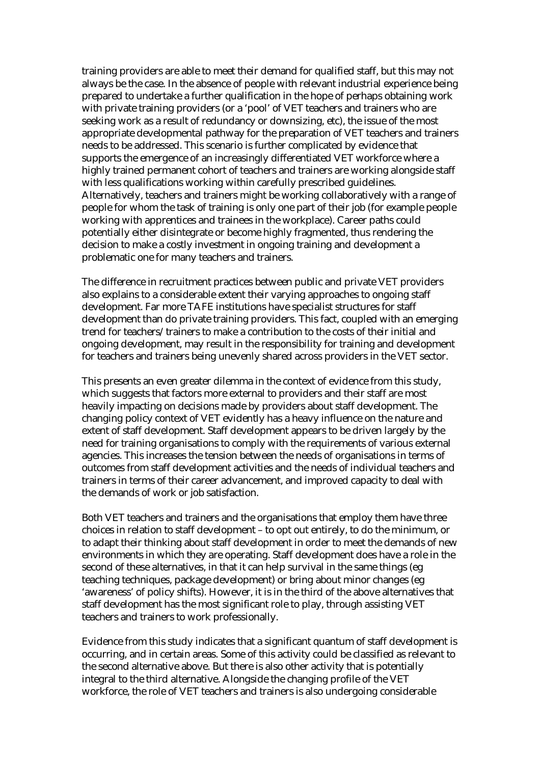training providers are able to meet their demand for qualified staff, but this may not always be the case. In the absence of people with relevant industrial experience being prepared to undertake a further qualification in the hope of perhaps obtaining work with private training providers (or a 'pool' of VET teachers and trainers who are seeking work as a result of redundancy or downsizing, etc), the issue of the most appropriate developmental pathway for the preparation of VET teachers and trainers needs to be addressed. This scenario is further complicated by evidence that supports the emergence of an increasingly differentiated VET workforce where a highly trained permanent cohort of teachers and trainers are working alongside staff with less qualifications working within carefully prescribed guidelines. Alternatively, teachers and trainers might be working collaboratively with a range of people for whom the task of training is only one part of their job (for example people working with apprentices and trainees in the workplace). Career paths could potentially either disintegrate or become highly fragmented, thus rendering the decision to make a costly investment in ongoing training and development a problematic one for many teachers and trainers.

The difference in recruitment practices between public and private VET providers also explains to a considerable extent their varying approaches to ongoing staff development. Far more TAFE institutions have specialist structures for staff development than do private training providers. This fact, coupled with an emerging trend for teachers/trainers to make a contribution to the costs of their initial and ongoing development, may result in the responsibility for training and development for teachers and trainers being unevenly shared across providers in the VET sector.

This presents an even greater dilemma in the context of evidence from this study, which suggests that factors more external to providers and their staff are most heavily impacting on decisions made by providers about staff development. The changing policy context of VET evidently has a heavy influence on the nature and extent of staff development. Staff development appears to be driven largely by the need for training organisations to comply with the requirements of various external agencies. This increases the tension between the needs of organisations in terms of outcomes from staff development activities and the needs of individual teachers and trainers in terms of their career advancement, and improved capacity to deal with the demands of work or job satisfaction.

Both VET teachers and trainers and the organisations that employ them have three choices in relation to staff development – to opt out entirely, to do the minimum, or to adapt their thinking about staff development in order to meet the demands of new environments in which they are operating. Staff development does have a role in the second of these alternatives, in that it can help survival in the same things (eg teaching techniques, package development) or bring about minor changes (eg 'awareness' of policy shifts). However, it is in the third of the above alternatives that staff development has the most significant role to play, through assisting VET teachers and trainers to work professionally.

Evidence from this study indicates that a significant quantum of staff development is occurring, and in certain areas. Some of this activity could be classified as relevant to the second alternative above. But there is also other activity that is potentially integral to the third alternative. Alongside the changing profile of the VET workforce, the role of VET teachers and trainers is also undergoing considerable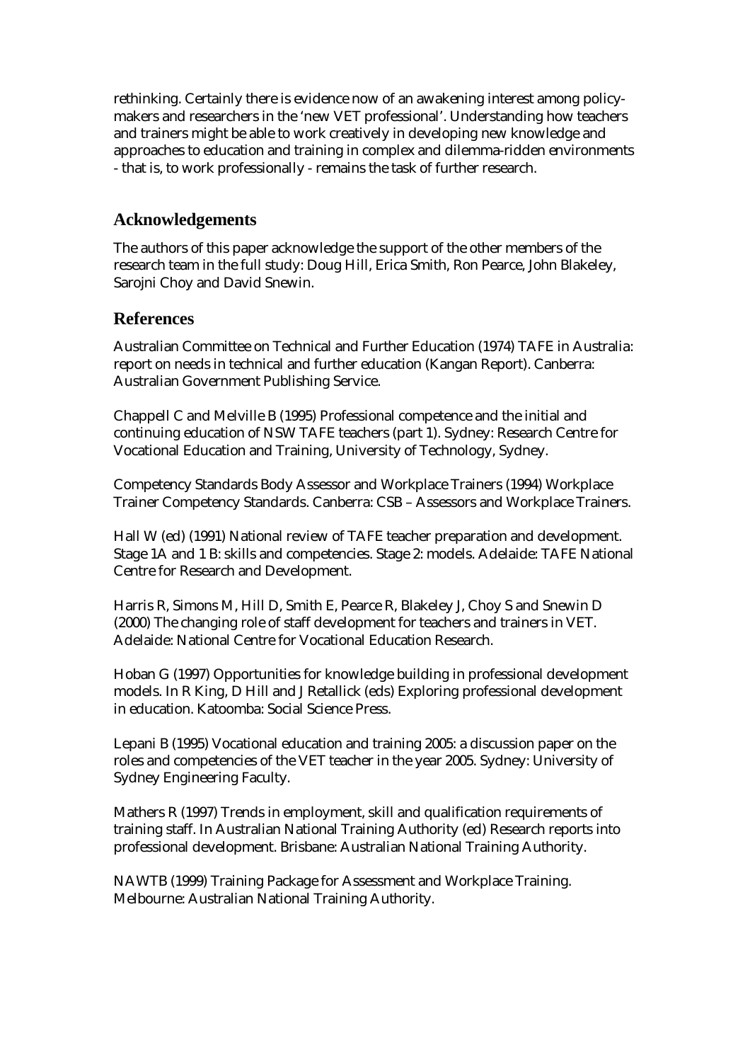rethinking. Certainly there is evidence now of an awakening interest among policy-makers and researchers in the 'new VET professional'. Understanding how teachers and trainers might be able to work creatively in developing new knowledge and approaches to education and training in complex and dilemma-ridden environments - that is, to work professionally - remains the task of further research.

## Acknowledgements

The authors of this paper acknowledge the support of the other members of the research team in the full study: Doug Hill, Erica Smith, Ron Pearce, John Blakeley, Sarojni Choy and David Snewin.

## References

Australian Committee on Technical and Further Education (1974) TAFE in Australia: report on needs in technical and further education (Kangan Report). Canberra: Australian Government Publishing Service.

Chappell C and Melville B (1995) Professional competence and the initial and continuing education of NSW TAFE teachers (part 1). Sydney: Research Centre for Vocational Education and Training, University of Technology, Sydney.

Competency Standards Body Assessor and Workplace Trainers (1994) Workplace Trainer Competency Standards. Canberra: CSB – Assessors and Workplace Trainers.

Hall W (ed) (1991) National review of TAFE teacher preparation and development. Stage 1A and 1 B: skills and competencies. Stage 2: models. Adelaide: TAFE National Centre for Research and Development.

Harris R, Simons M, Hill D, Smith E, Pearce R, Blakeley J, Choy S and Snewin D (2000) The changing role of staff development for teachers and trainers in VET. Adelaide: National Centre for Vocational Education Research.

Hoban G (1997) Opportunities for knowledge building in professional development models. In R King, D Hill and J Retallick (eds) Exploring professional development in education. Katoomba: Social Science Press.

Lepani B (1995) Vocational education and training 2005: a discussion paper on the roles and competencies of the VET teacher in the year 2005. Sydney: University of Sydney Engineering Faculty.

Mathers R (1997) Trends in employment, skill and qualification requirements of training staff. In Australian National Training Authority (ed) Research reports into professional development. Brisbane: Australian National Training Authority.

NAWTB (1999) Training Package for Assessment and Workplace Training. Melbourne: Australian National Training Authority.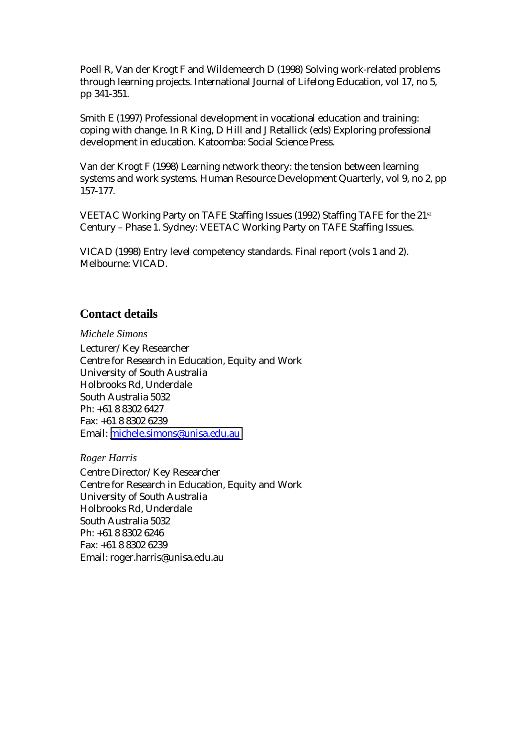Poell R, Van der Krogt F and Wildemeerch D (1998) Solving work-related problems through learning projects. International Journal of Lifelong Education, vol 17, no 5, pp 341-351.

Smith E (1997) Professional development in vocational education and training: coping with change. In R King, D Hill and J Retallick (eds) Exploring professional development in education. Katoomba: Social Science Press.

Van der Krogt F (1998) Learning network theory: the tension between learning systems and work systems. Human Resource Development Quarterly, vol 9, no 2, pp 157-177.

VEETAC Working Party on TAFE Staffing Issues (1992) Staffing TAFE for the 21st Century – Phase 1. Sydney: VEETAC Working Party on TAFE Staffing Issues.

VICAD (1998) Entry level competency standards. Final report (vols 1 and 2). Melbourne: VICAD.

## Contact details

*Michele Simons*

Lecturer/Key Researcher
Centre for Research in Education, Equity and Work
University of South Australia
Holbrooks Rd, Underdale
South Australia 5032
Ph: +61 8 8302 6427
Fax: +61 8 8302 6239
Email: michele.simons@unisa.edu.au

*Roger Harris*

Centre Director/Key Researcher
Centre for Research in Education, Equity and Work
University of South Australia
Holbrooks Rd, Underdale
South Australia 5032
Ph: +61 8 8302 6246
Fax: +61 8 8302 6239
Email: roger.harris@unisa.edu.au